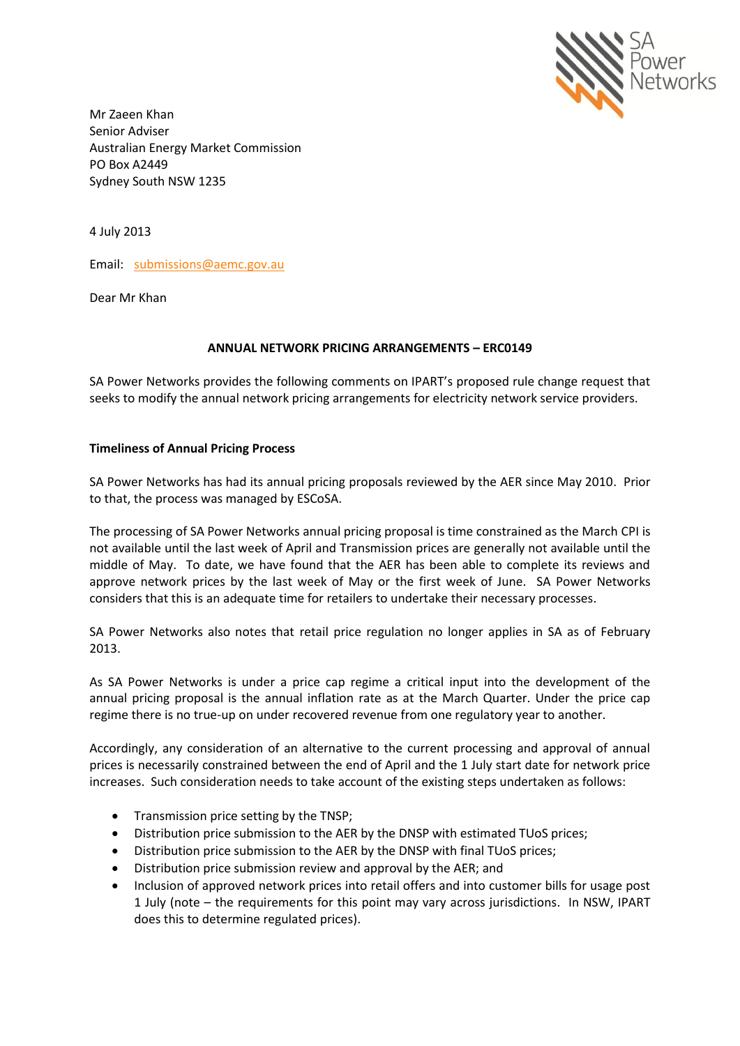Mr Zaeen Khan
Senior Adviser
Australian Energy Market Commission
PO Box A2449
Sydney South NSW 1235

4 July 2013

Email: submissions@aemc.gov.au

Dear Mr Khan

**ANNUAL NETWORK PRICING ARRANGEMENTS – ERC0149**

SA Power Networks provides the following comments on IPART's proposed rule change request that seeks to modify the annual network pricing arrangements for electricity network service providers.

**Timeliness of Annual Pricing Process**

SA Power Networks has had its annual pricing proposals reviewed by the AER since May 2010. Prior to that, the process was managed by ESCoSA.

The processing of SA Power Networks annual pricing proposal is time constrained as the March CPI is not available until the last week of April and Transmission prices are generally not available until the middle of May. To date, we have found that the AER has been able to complete its reviews and approve network prices by the last week of May or the first week of June. SA Power Networks considers that this is an adequate time for retailers to undertake their necessary processes.

SA Power Networks also notes that retail price regulation no longer applies in SA as of February 2013.

As SA Power Networks is under a price cap regime a critical input into the development of the annual pricing proposal is the annual inflation rate as at the March Quarter. Under the price cap regime there is no true-up on under recovered revenue from one regulatory year to another.

Accordingly, any consideration of an alternative to the current processing and approval of annual prices is necessarily constrained between the end of April and the 1 July start date for network price increases. Such consideration needs to take account of the existing steps undertaken as follows:

- Transmission price setting by the TNSP;
- Distribution price submission to the AER by the DNSP with estimated TUoS prices;
- Distribution price submission to the AER by the DNSP with final TUoS prices;
- Distribution price submission review and approval by the AER; and
- Inclusion of approved network prices into retail offers and into customer bills for usage post 1 July (note – the requirements for this point may vary across jurisdictions. In NSW, IPART does this to determine regulated prices).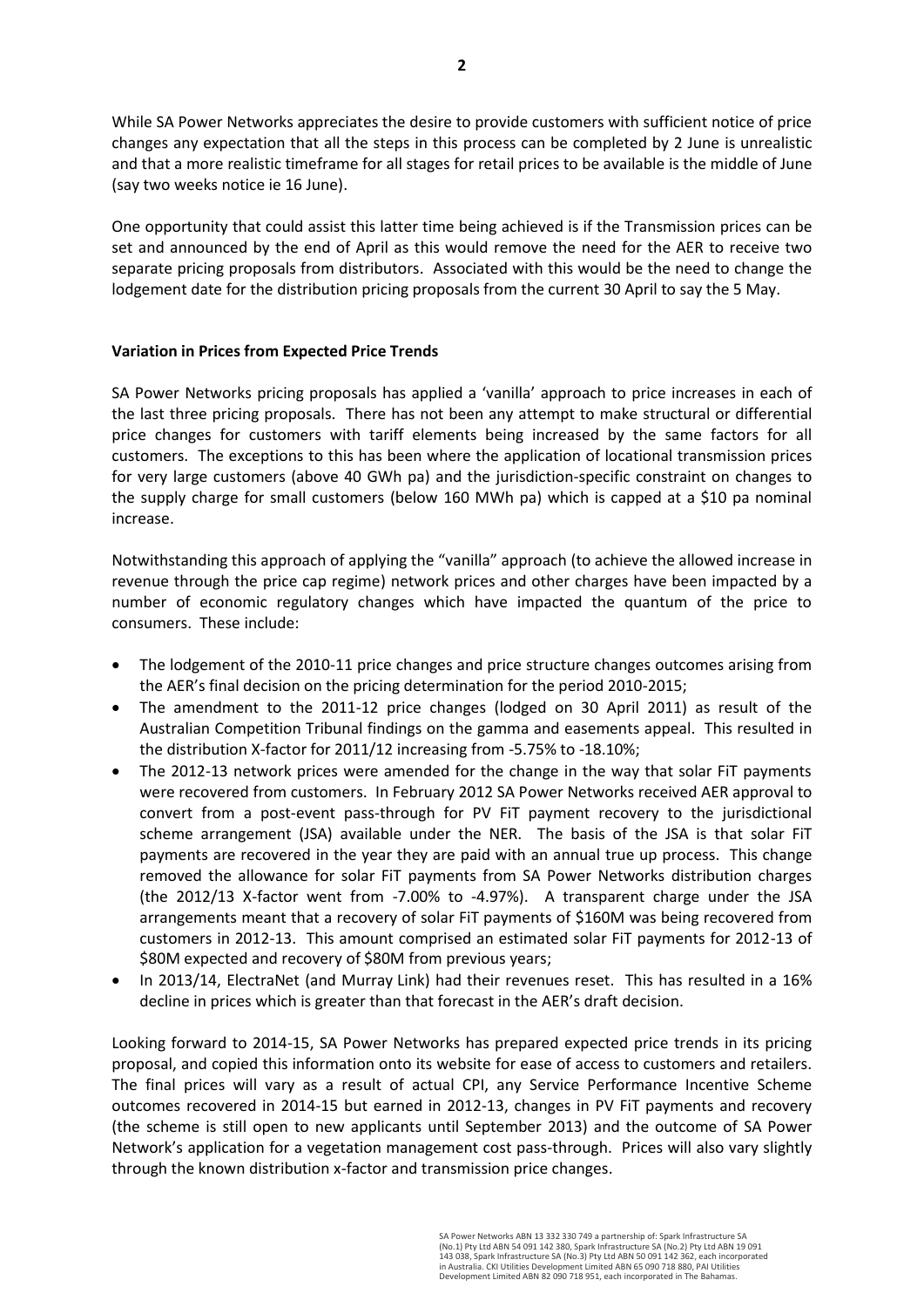While SA Power Networks appreciates the desire to provide customers with sufficient notice of price changes any expectation that all the steps in this process can be completed by 2 June is unrealistic and that a more realistic timeframe for all stages for retail prices to be available is the middle of June (say two weeks notice ie 16 June).

One opportunity that could assist this latter time being achieved is if the Transmission prices can be set and announced by the end of April as this would remove the need for the AER to receive two separate pricing proposals from distributors. Associated with this would be the need to change the lodgement date for the distribution pricing proposals from the current 30 April to say the 5 May.

**Variation in Prices from Expected Price Trends**

SA Power Networks pricing proposals has applied a 'vanilla' approach to price increases in each of the last three pricing proposals. There has not been any attempt to make structural or differential price changes for customers with tariff elements being increased by the same factors for all customers. The exceptions to this has been where the application of locational transmission prices for very large customers (above 40 GWh pa) and the jurisdiction-specific constraint on changes to the supply charge for small customers (below 160 MWh pa) which is capped at a $10 pa nominal increase.

Notwithstanding this approach of applying the "vanilla" approach (to achieve the allowed increase in revenue through the price cap regime) network prices and other charges have been impacted by a number of economic regulatory changes which have impacted the quantum of the price to consumers. These include:

- The lodgement of the 2010-11 price changes and price structure changes outcomes arising from the AER's final decision on the pricing determination for the period 2010-2015;
- The amendment to the 2011-12 price changes (lodged on 30 April 2011) as result of the Australian Competition Tribunal findings on the gamma and easements appeal. This resulted in the distribution X-factor for 2011/12 increasing from -5.75% to -18.10%;
- The 2012-13 network prices were amended for the change in the way that solar FiT payments were recovered from customers. In February 2012 SA Power Networks received AER approval to convert from a post-event pass-through for PV FiT payment recovery to the jurisdictional scheme arrangement (JSA) available under the NER. The basis of the JSA is that solar FiT payments are recovered in the year they are paid with an annual true up process. This change removed the allowance for solar FiT payments from SA Power Networks distribution charges (the 2012/13 X-factor went from -7.00% to -4.97%). A transparent charge under the JSA arrangements meant that a recovery of solar FiT payments of $160M was being recovered from customers in 2012-13. This amount comprised an estimated solar FiT payments for 2012-13 of $80M expected and recovery of $80M from previous years;
- In 2013/14, ElectraNet (and Murray Link) had their revenues reset. This has resulted in a 16% decline in prices which is greater than that forecast in the AER's draft decision.

Looking forward to 2014-15, SA Power Networks has prepared expected price trends in its pricing proposal, and copied this information onto its website for ease of access to customers and retailers. The final prices will vary as a result of actual CPI, any Service Performance Incentive Scheme outcomes recovered in 2014-15 but earned in 2012-13, changes in PV FiT payments and recovery (the scheme is still open to new applicants until September 2013) and the outcome of SA Power Network's application for a vegetation management cost pass-through. Prices will also vary slightly through the known distribution x-factor and transmission price changes.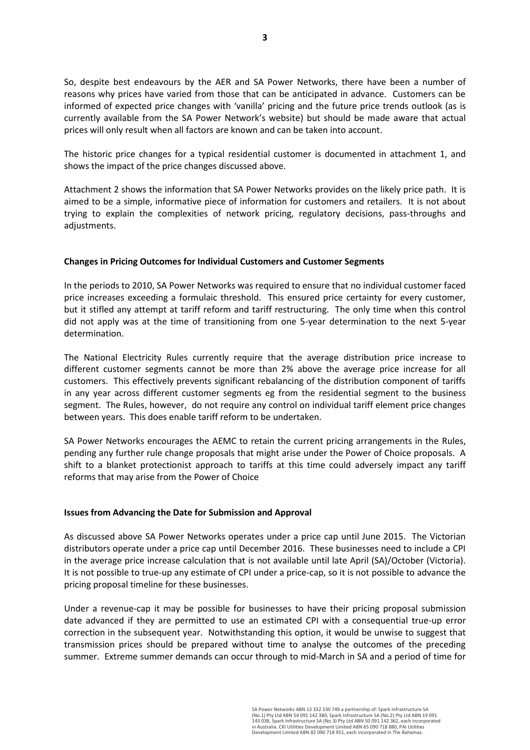So, despite best endeavours by the AER and SA Power Networks, there have been a number of reasons why prices have varied from those that can be anticipated in advance. Customers can be informed of expected price changes with 'vanilla' pricing and the future price trends outlook (as is currently available from the SA Power Network's website) but should be made aware that actual prices will only result when all factors are known and can be taken into account.

The historic price changes for a typical residential customer is documented in attachment 1, and shows the impact of the price changes discussed above.

Attachment 2 shows the information that SA Power Networks provides on the likely price path. It is aimed to be a simple, informative piece of information for customers and retailers. It is not about trying to explain the complexities of network pricing, regulatory decisions, pass-throughs and adjustments.

**Changes in Pricing Outcomes for Individual Customers and Customer Segments**

In the periods to 2010, SA Power Networks was required to ensure that no individual customer faced price increases exceeding a formulaic threshold. This ensured price certainty for every customer, but it stifled any attempt at tariff reform and tariff restructuring. The only time when this control did not apply was at the time of transitioning from one 5-year determination to the next 5-year determination.

The National Electricity Rules currently require that the average distribution price increase to different customer segments cannot be more than 2% above the average price increase for all customers. This effectively prevents significant rebalancing of the distribution component of tariffs in any year across different customer segments eg from the residential segment to the business segment. The Rules, however, do not require any control on individual tariff element price changes between years. This does enable tariff reform to be undertaken.

SA Power Networks encourages the AEMC to retain the current pricing arrangements in the Rules, pending any further rule change proposals that might arise under the Power of Choice proposals. A shift to a blanket protectionist approach to tariffs at this time could adversely impact any tariff reforms that may arise from the Power of Choice

**Issues from Advancing the Date for Submission and Approval**

As discussed above SA Power Networks operates under a price cap until June 2015. The Victorian distributors operate under a price cap until December 2016. These businesses need to include a CPI in the average price increase calculation that is not available until late April (SA)/October (Victoria). It is not possible to true-up any estimate of CPI under a price-cap, so it is not possible to advance the pricing proposal timeline for these businesses.

Under a revenue-cap it may be possible for businesses to have their pricing proposal submission date advanced if they are permitted to use an estimated CPI with a consequential true-up error correction in the subsequent year. Notwithstanding this option, it would be unwise to suggest that transmission prices should be prepared without time to analyse the outcomes of the preceding summer. Extreme summer demands can occur through to mid-March in SA and a period of time for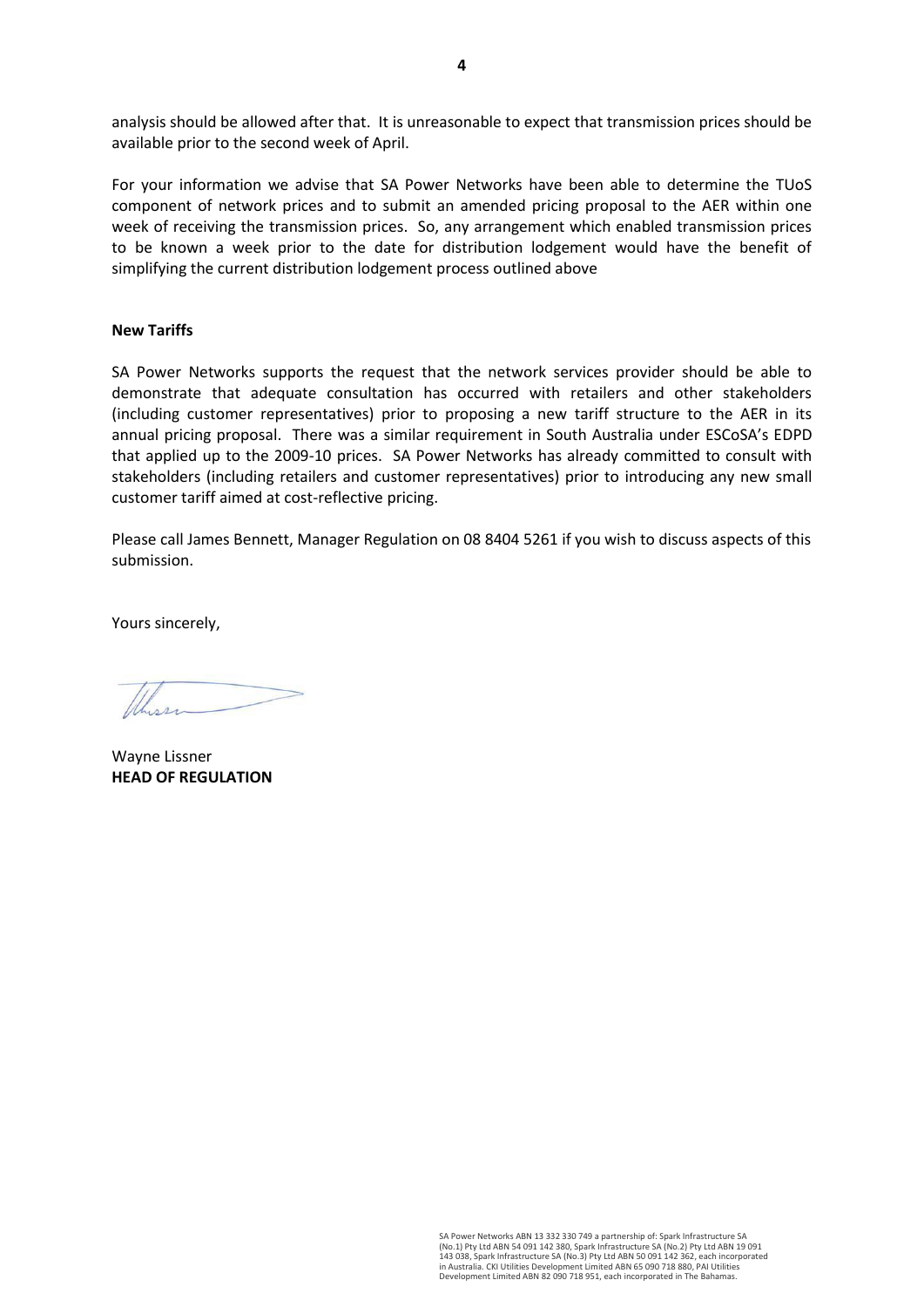analysis should be allowed after that. It is unreasonable to expect that transmission prices should be available prior to the second week of April.

For your information we advise that SA Power Networks have been able to determine the TUoS component of network prices and to submit an amended pricing proposal to the AER within one week of receiving the transmission prices. So, any arrangement which enabled transmission prices to be known a week prior to the date for distribution lodgement would have the benefit of simplifying the current distribution lodgement process outlined above

**New Tariffs**

SA Power Networks supports the request that the network services provider should be able to demonstrate that adequate consultation has occurred with retailers and other stakeholders (including customer representatives) prior to proposing a new tariff structure to the AER in its annual pricing proposal. There was a similar requirement in South Australia under ESCoSA's EDPD that applied up to the 2009-10 prices. SA Power Networks has already committed to consult with stakeholders (including retailers and customer representatives) prior to introducing any new small customer tariff aimed at cost-reflective pricing.

Please call James Bennett, Manager Regulation on 08 8404 5261 if you wish to discuss aspects of this submission.

Yours sincerely,

Wayne Lissner
**HEAD OF REGULATION**

SA Power Networks ABN 13 332 330 749 a partnership of: Spark Infrastructure SA (No.1) Pty Ltd ABN 54 091 142 380, Spark Infrastructure SA (No.2) Pty Ltd ABN 19 091 143 038, Spark Infrastructure SA (No.3) Pty Ltd ABN 50 091 142 362, each incorporated in Australia. CKI Utilities Development Limited ABN 65 090 718 880, PAI Utilities Development Limited ABN 82 090 718 951, each incorporated in The Bahamas.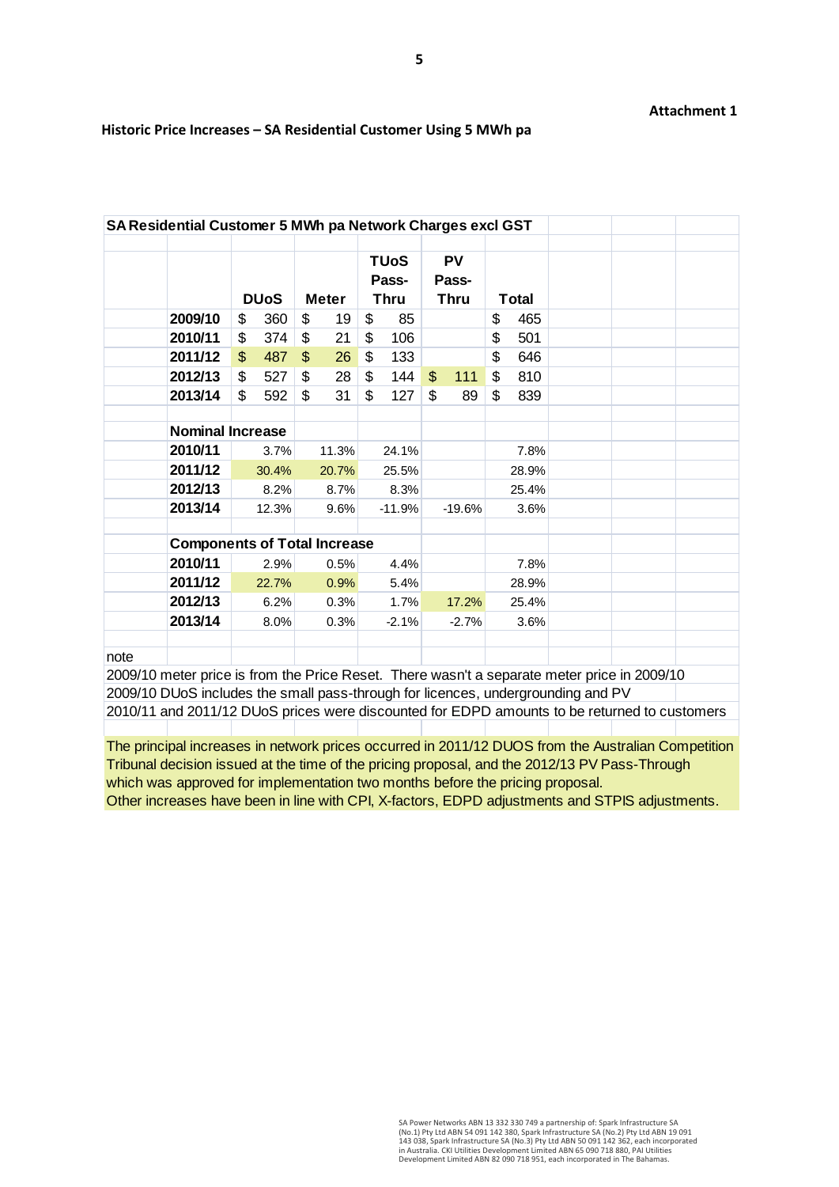**Attachment 1**

**Historic Price Increases – SA Residential Customer Using 5 MWh pa**

**SA Residential Customer 5 MWh pa Network Charges excl GST**

| | DUoS | Meter | TUoS Pass-Thru | PV Pass-Thru | Total |
|---|---|---|---|---|---|
| **2009/10** | $ 360 | $ 19 | $ 85 | | $ 465 |
| **2010/11** | $ 374 | $ 21 | $ 106 | | $ 501 |
| **2011/12** | $ 487 | $ 26 | $ 133 | | $ 646 |
| **2012/13** | $ 527 | $ 28 | $ 144 | $ 111 | $ 810 |
| **2013/14** | $ 592 | $ 31 | $ 127 | $ 89 | $ 839 |
| | | | | | |
| **Nominal Increase** | | | | | |
| **2010/11** | 3.7% | 11.3% | 24.1% | | 7.8% |
| **2011/12** | 30.4% | 20.7% | 25.5% | | 28.9% |
| **2012/13** | 8.2% | 8.7% | 8.3% | | 25.4% |
| **2013/14** | 12.3% | 9.6% | -11.9% | -19.6% | 3.6% |
| | | | | | |
| **Components of Total Increase** | | | | | |
| **2010/11** | 2.9% | 0.5% | 4.4% | | 7.8% |
| **2011/12** | 22.7% | 0.9% | 5.4% | | 28.9% |
| **2012/13** | 6.2% | 0.3% | 1.7% | 17.2% | 25.4% |
| **2013/14** | 8.0% | 0.3% | -2.1% | -2.7% | 3.6% |

note

2009/10 meter price is from the Price Reset. There wasn't a separate meter price in 2009/10

2009/10 DUoS includes the small pass-through for licences, undergrounding and PV

2010/11 and 2011/12 DUoS prices were discounted for EDPD amounts to be returned to customers

The principal increases in network prices occurred in 2011/12 DUOS from the Australian Competition Tribunal decision issued at the time of the pricing proposal, and the 2012/13 PV Pass-Through which was approved for implementation two months before the pricing proposal.
Other increases have been in line with CPI, X-factors, EDPD adjustments and STPIS adjustments.

SA Power Networks ABN 13 332 330 749 a partnership of: Spark Infrastructure SA (No.1) Pty Ltd ABN 54 091 142 380, Spark Infrastructure SA (No.2) Pty Ltd ABN 19 091 143 038, Spark Infrastructure SA (No.3) Pty Ltd ABN 50 091 142 362, each incorporated in Australia. CKI Utilities Development Limited ABN 65 090 718 880, PAI Utilities Development Limited ABN 82 090 718 951, each incorporated in The Bahamas.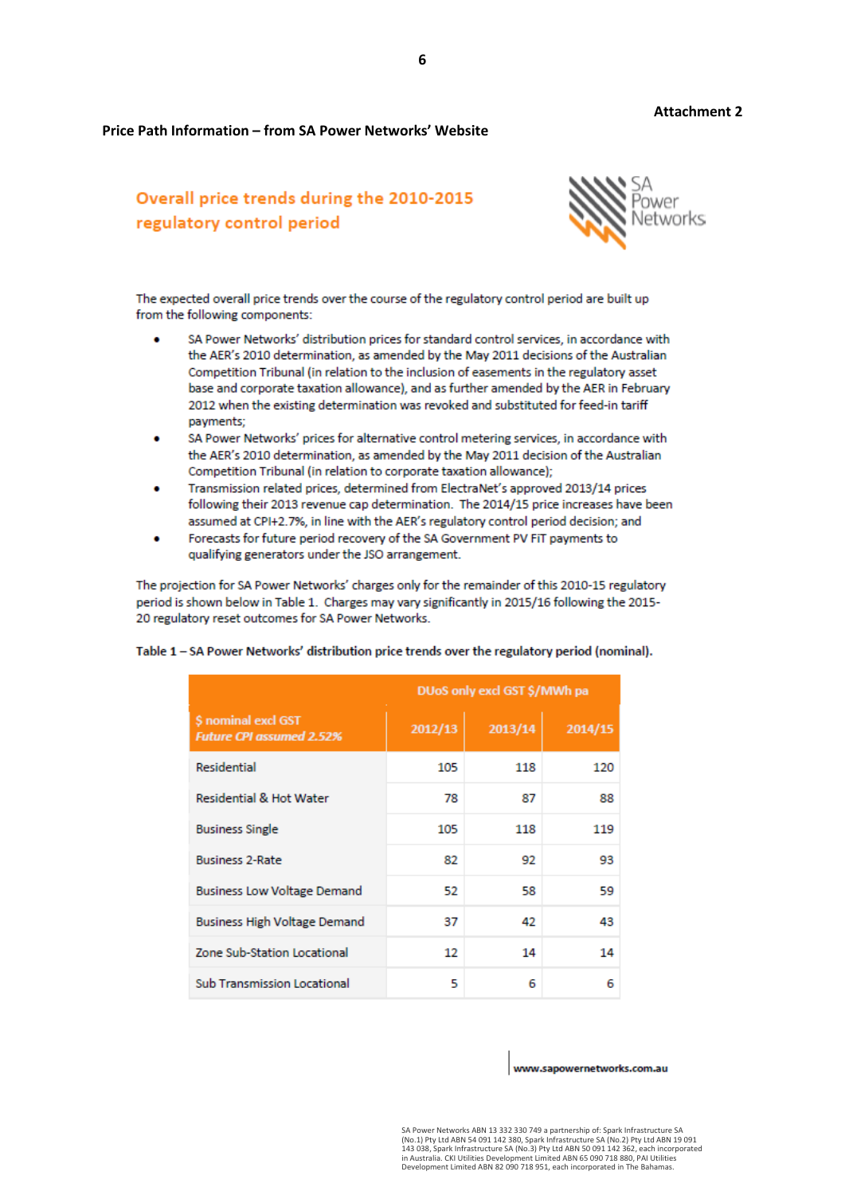**Attachment 2**

**Price Path Information – from SA Power Networks' Website**

## Overall price trends during the 2010-2015 regulatory control period

SA Power Networks

The expected overall price trends over the course of the regulatory control period are built up from the following components:

- SA Power Networks' distribution prices for standard control services, in accordance with the AER's 2010 determination, as amended by the May 2011 decisions of the Australian Competition Tribunal (in relation to the inclusion of easements in the regulatory asset base and corporate taxation allowance), and as further amended by the AER in February 2012 when the existing determination was revoked and substituted for feed-in tariff payments;
- SA Power Networks' prices for alternative control metering services, in accordance with the AER's 2010 determination, as amended by the May 2011 decision of the Australian Competition Tribunal (in relation to corporate taxation allowance);
- Transmission related prices, determined from ElectraNet's approved 2013/14 prices following their 2013 revenue cap determination. The 2014/15 price increases have been assumed at CPI+2.7%, in line with the AER's regulatory control period decision; and
- Forecasts for future period recovery of the SA Government PV FiT payments to qualifying generators under the JSO arrangement.

The projection for SA Power Networks' charges only for the remainder of this 2010-15 regulatory period is shown below in Table 1. Charges may vary significantly in 2015/16 following the 2015-20 regulatory reset outcomes for SA Power Networks.

**Table 1 – SA Power Networks' distribution price trends over the regulatory period (nominal).**

| $ nominal excl GST *Future CPI assumed 2.52%* | DUoS only excl GST $/MWh pa | | |
|---|---|---|---|
| | 2012/13 | 2013/14 | 2014/15 |
| Residential | 105 | 118 | 120 |
| Residential & Hot Water | 78 | 87 | 88 |
| Business Single | 105 | 118 | 119 |
| Business 2-Rate | 82 | 92 | 93 |
| Business Low Voltage Demand | 52 | 58 | 59 |
| Business High Voltage Demand | 37 | 42 | 43 |
| Zone Sub-Station Locational | 12 | 14 | 14 |
| Sub Transmission Locational | 5 | 6 | 6 |

www.sapowernetworks.com.au

SA Power Networks ABN 13 332 330 749 a partnership of: Spark Infrastructure SA (No.1) Pty Ltd ABN 54 091 142 380, Spark Infrastructure SA (No.2) Pty Ltd ABN 19 091 143 038, Spark Infrastructure SA (No.3) Pty Ltd ABN 50 091 142 362, each incorporated in Australia. CKI Utilities Development Limited ABN 65 090 718 880, PAI Utilities Development Limited ABN 82 090 718 951, each incorporated in The Bahamas.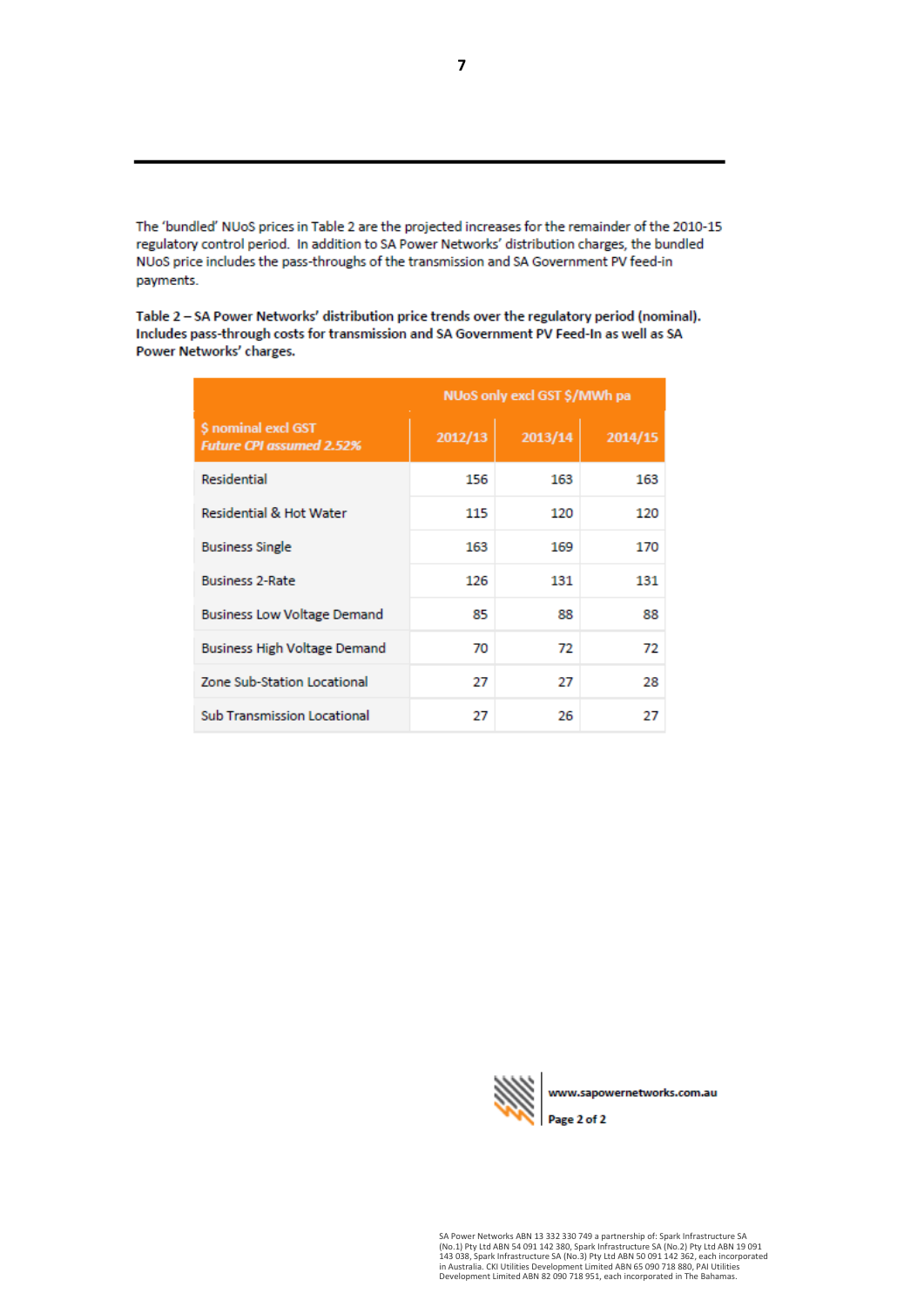The 'bundled' NUoS prices in Table 2 are the projected increases for the remainder of the 2010-15 regulatory control period. In addition to SA Power Networks' distribution charges, the bundled NUoS price includes the pass-throughs of the transmission and SA Government PV feed-in payments.

**Table 2 – SA Power Networks' distribution price trends over the regulatory period (nominal). Includes pass-through costs for transmission and SA Government PV Feed-In as well as SA Power Networks' charges.**

| | NUoS only excl GST $/MWh pa | | |
|---|---|---|---|
| $ nominal excl GST<br>*Future CPI assumed 2.52%* | 2012/13 | 2013/14 | 2014/15 |
| Residential | 156 | 163 | 163 |
| Residential & Hot Water | 115 | 120 | 120 |
| Business Single | 163 | 169 | 170 |
| Business 2-Rate | 126 | 131 | 131 |
| Business Low Voltage Demand | 85 | 88 | 88 |
| Business High Voltage Demand | 70 | 72 | 72 |
| Zone Sub-Station Locational | 27 | 27 | 28 |
| Sub Transmission Locational | 27 | 26 | 27 |

www.sapowernetworks.com.au

SA Power Networks ABN 13 332 330 749 a partnership of: Spark Infrastructure SA (No.1) Pty Ltd ABN 54 091 142 380, Spark Infrastructure SA (No.2) Pty Ltd ABN 19 091 143 038, Spark Infrastructure SA (No.3) Pty Ltd ABN 50 091 142 362, each incorporated in Australia. CKI Utilities Development Limited ABN 65 090 718 880, PAI Utilities Development Limited ABN 82 090 718 951, each incorporated in The Bahamas.